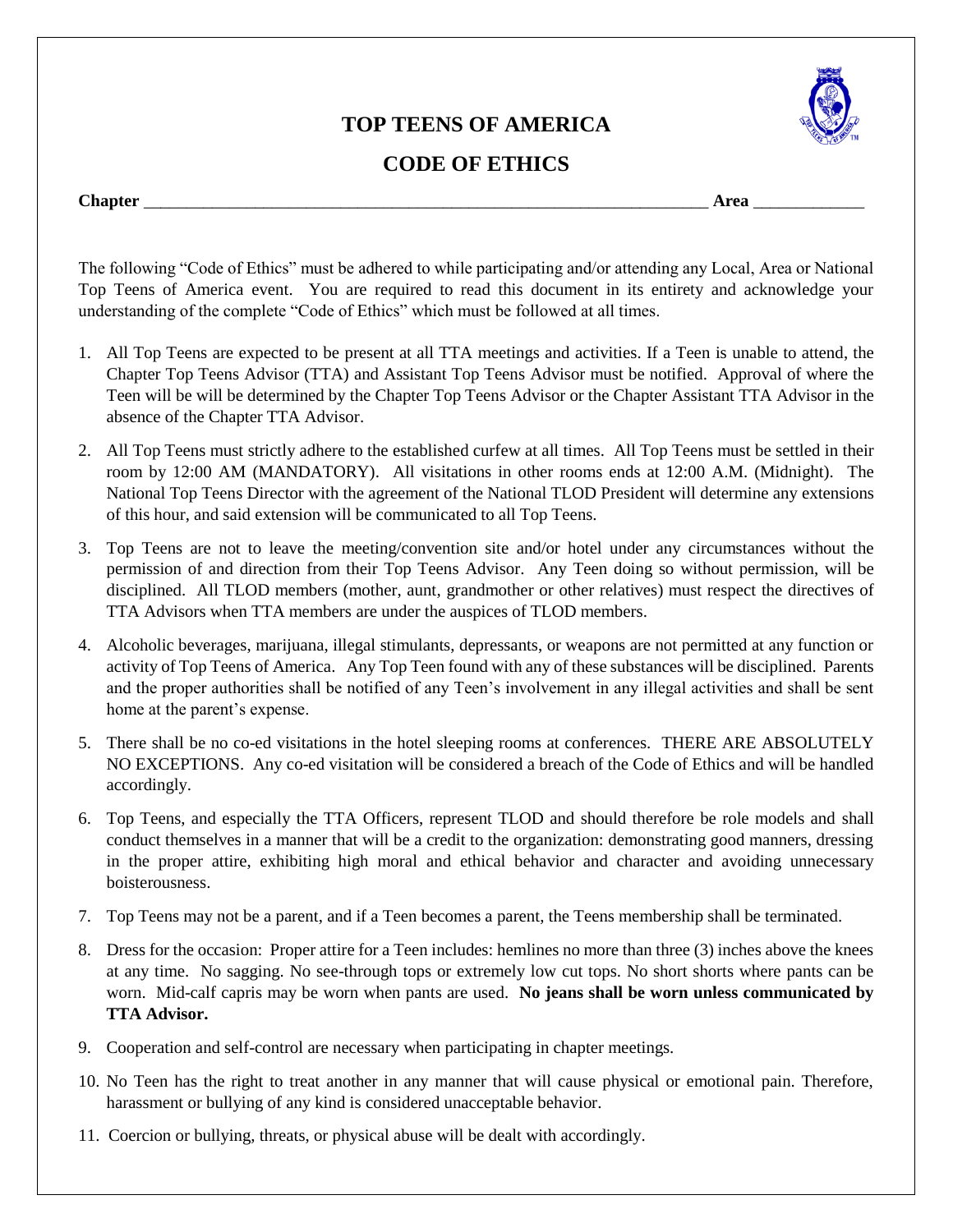# TOP TEENS OF AMERICA

## CODE OF ETHICS

**Chapter** ______________________________________________________________________ **Area** _____________

The following "Code of Ethics" must be adhered to while participating and/or attending any Local, Area or National Top Teens of America event. You are required to read this document in its entirety and acknowledge your understanding of the complete "Code of Ethics" which must be followed at all times.

1. All Top Teens are expected to be present at all TTA meetings and activities. If a Teen is unable to attend, the Chapter Top Teens Advisor (TTA) and Assistant Top Teens Advisor must be notified. Approval of where the Teen will be will be determined by the Chapter Top Teens Advisor or the Chapter Assistant TTA Advisor in the absence of the Chapter TTA Advisor.

2. All Top Teens must strictly adhere to the established curfew at all times. All Top Teens must be settled in their room by 12:00 AM (MANDATORY). All visitations in other rooms ends at 12:00 A.M. (Midnight). The National Top Teens Director with the agreement of the National TLOD President will determine any extensions of this hour, and said extension will be communicated to all Top Teens.

3. Top Teens are not to leave the meeting/convention site and/or hotel under any circumstances without the permission of and direction from their Top Teens Advisor. Any Teen doing so without permission, will be disciplined. All TLOD members (mother, aunt, grandmother or other relatives) must respect the directives of TTA Advisors when TTA members are under the auspices of TLOD members.

4. Alcoholic beverages, marijuana, illegal stimulants, depressants, or weapons are not permitted at any function or activity of Top Teens of America. Any Top Teen found with any of these substances will be disciplined. Parents and the proper authorities shall be notified of any Teen's involvement in any illegal activities and shall be sent home at the parent's expense.

5. There shall be no co-ed visitations in the hotel sleeping rooms at conferences. THERE ARE ABSOLUTELY NO EXCEPTIONS. Any co-ed visitation will be considered a breach of the Code of Ethics and will be handled accordingly.

6. Top Teens, and especially the TTA Officers, represent TLOD and should therefore be role models and shall conduct themselves in a manner that will be a credit to the organization: demonstrating good manners, dressing in the proper attire, exhibiting high moral and ethical behavior and character and avoiding unnecessary boisterousness.

7. Top Teens may not be a parent, and if a Teen becomes a parent, the Teens membership shall be terminated.

8. Dress for the occasion: Proper attire for a Teen includes: hemlines no more than three (3) inches above the knees at any time. No sagging. No see-through tops or extremely low cut tops. No short shorts where pants can be worn. Mid-calf capris may be worn when pants are used. **No jeans shall be worn unless communicated by TTA Advisor.**

9. Cooperation and self-control are necessary when participating in chapter meetings.

10. No Teen has the right to treat another in any manner that will cause physical or emotional pain. Therefore, harassment or bullying of any kind is considered unacceptable behavior.

11. Coercion or bullying, threats, or physical abuse will be dealt with accordingly.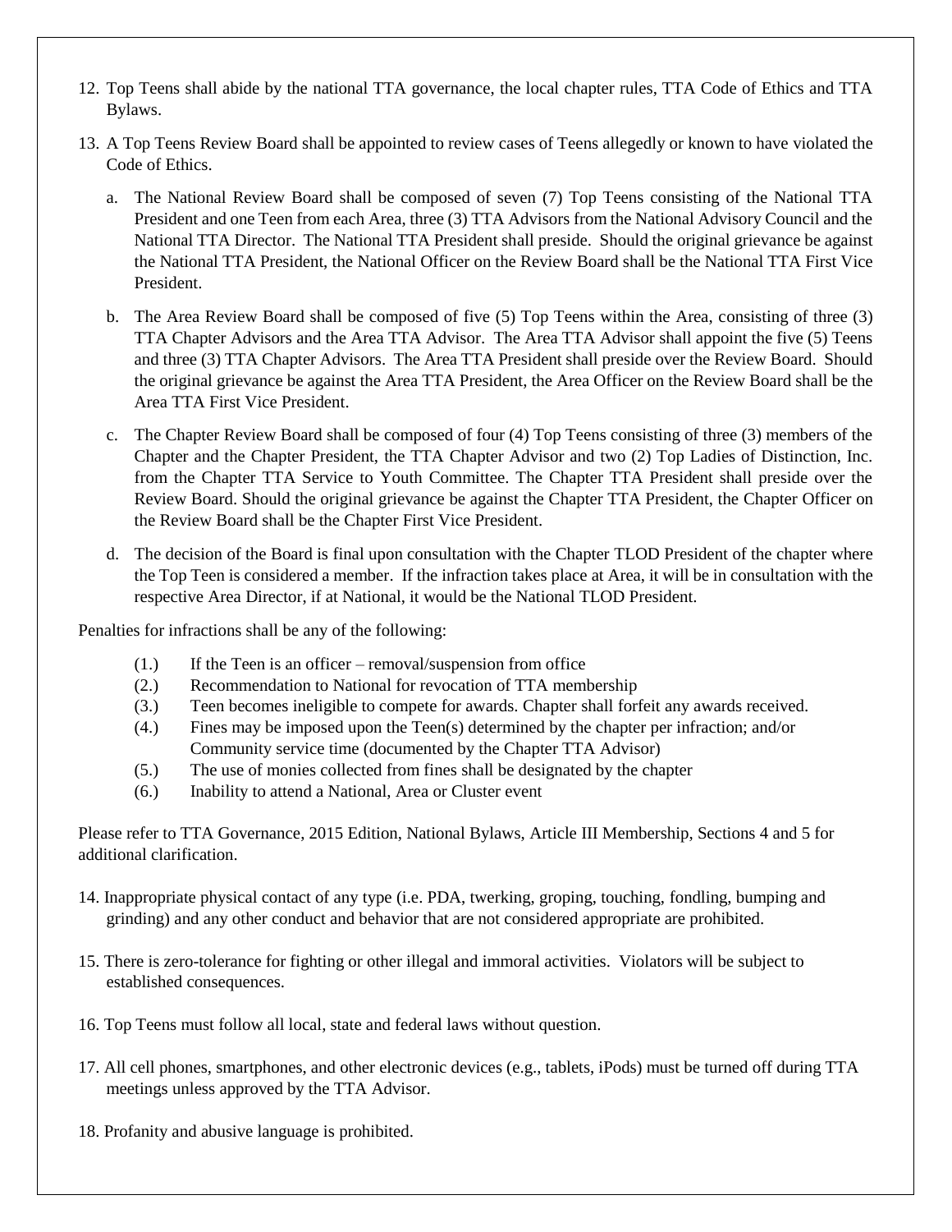12. Top Teens shall abide by the national TTA governance, the local chapter rules, TTA Code of Ethics and TTA Bylaws.

13. A Top Teens Review Board shall be appointed to review cases of Teens allegedly or known to have violated the Code of Ethics.

    a. The National Review Board shall be composed of seven (7) Top Teens consisting of the National TTA President and one Teen from each Area, three (3) TTA Advisors from the National Advisory Council and the National TTA Director. The National TTA President shall preside. Should the original grievance be against the National TTA President, the National Officer on the Review Board shall be the National TTA First Vice President.

    b. The Area Review Board shall be composed of five (5) Top Teens within the Area, consisting of three (3) TTA Chapter Advisors and the Area TTA Advisor. The Area TTA Advisor shall appoint the five (5) Teens and three (3) TTA Chapter Advisors. The Area TTA President shall preside over the Review Board. Should the original grievance be against the Area TTA President, the Area Officer on the Review Board shall be the Area TTA First Vice President.

    c. The Chapter Review Board shall be composed of four (4) Top Teens consisting of three (3) members of the Chapter and the Chapter President, the TTA Chapter Advisor and two (2) Top Ladies of Distinction, Inc. from the Chapter TTA Service to Youth Committee. The Chapter TTA President shall preside over the Review Board. Should the original grievance be against the Chapter TTA President, the Chapter Officer on the Review Board shall be the Chapter First Vice President.

    d. The decision of the Board is final upon consultation with the Chapter TLOD President of the chapter where the Top Teen is considered a member. If the infraction takes place at Area, it will be in consultation with the respective Area Director, if at National, it would be the National TLOD President.

Penalties for infractions shall be any of the following:

- (1.) If the Teen is an officer – removal/suspension from office
- (2.) Recommendation to National for revocation of TTA membership
- (3.) Teen becomes ineligible to compete for awards. Chapter shall forfeit any awards received.
- (4.) Fines may be imposed upon the Teen(s) determined by the chapter per infraction; and/or Community service time (documented by the Chapter TTA Advisor)
- (5.) The use of monies collected from fines shall be designated by the chapter
- (6.) Inability to attend a National, Area or Cluster event

Please refer to TTA Governance, 2015 Edition, National Bylaws, Article III Membership, Sections 4 and 5 for additional clarification.

14. Inappropriate physical contact of any type (i.e. PDA, twerking, groping, touching, fondling, bumping and grinding) and any other conduct and behavior that are not considered appropriate are prohibited.

15. There is zero-tolerance for fighting or other illegal and immoral activities. Violators will be subject to established consequences.

16. Top Teens must follow all local, state and federal laws without question.

17. All cell phones, smartphones, and other electronic devices (e.g., tablets, iPods) must be turned off during TTA meetings unless approved by the TTA Advisor.

18. Profanity and abusive language is prohibited.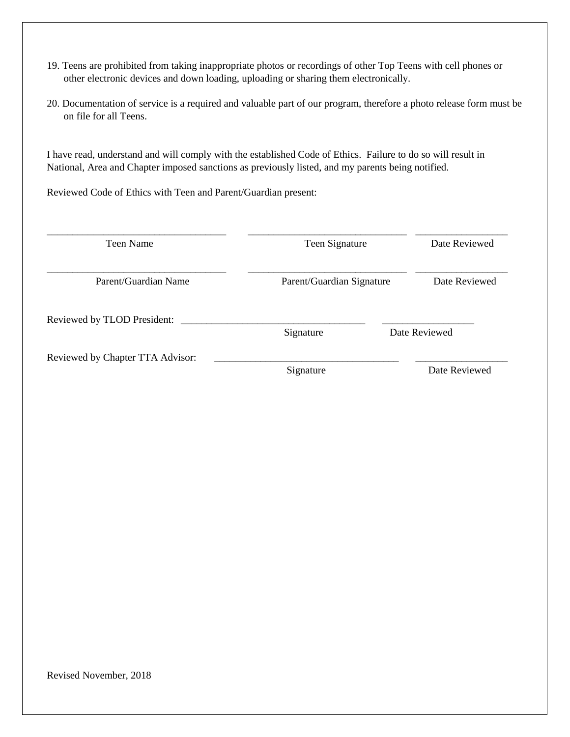19. Teens are prohibited from taking inappropriate photos or recordings of other Top Teens with cell phones or other electronic devices and down loading, uploading or sharing them electronically.

20. Documentation of service is a required and valuable part of our program, therefore a photo release form must be on file for all Teens.

I have read, understand and will comply with the established Code of Ethics. Failure to do so will result in National, Area and Chapter imposed sanctions as previously listed, and my parents being notified.

Reviewed Code of Ethics with Teen and Parent/Guardian present:

| | | |
|---|---|---|
| ___________________________________ | ______________________________ | _________________ |
| Teen Name | Teen Signature | Date Reviewed |
| ___________________________________ | ______________________________ | _________________ |
| Parent/Guardian Name | Parent/Guardian Signature | Date Reviewed |

Reviewed by TLOD President: ___________________________________ _________________

Signature Date Reviewed

Reviewed by Chapter TTA Advisor: ___________________________________ _________________

Signature Date Reviewed

Revised November, 2018